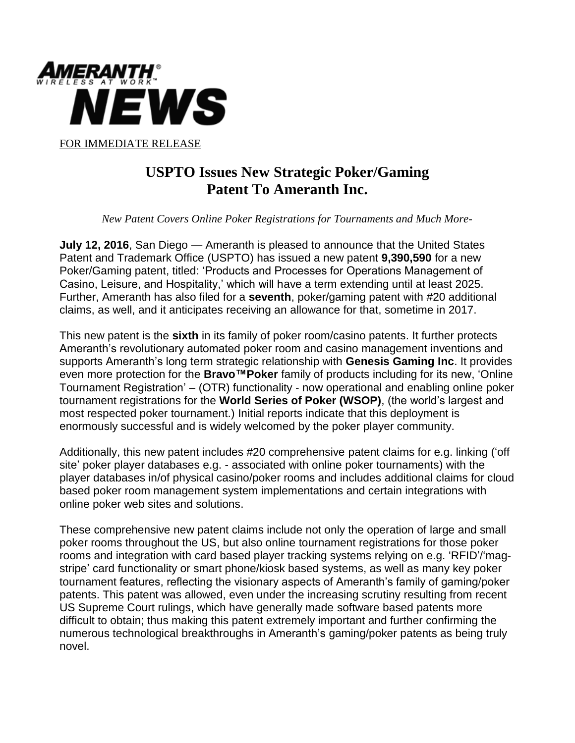**AMERANTH®**
WIRELESS AT WORK™
# NEWS

FOR IMMEDIATE RELEASE

## USPTO Issues New Strategic Poker/Gaming Patent To Ameranth Inc.

*New Patent Covers Online Poker Registrations for Tournaments and Much More-*

**July 12, 2016**, San Diego — Ameranth is pleased to announce that the United States Patent and Trademark Office (USPTO) has issued a new patent **9,390,590** for a new Poker/Gaming patent, titled: 'Products and Processes for Operations Management of Casino, Leisure, and Hospitality,' which will have a term extending until at least 2025. Further, Ameranth has also filed for a **seventh**, poker/gaming patent with #20 additional claims, as well, and it anticipates receiving an allowance for that, sometime in 2017.

This new patent is the **sixth** in its family of poker room/casino patents. It further protects Ameranth's revolutionary automated poker room and casino management inventions and supports Ameranth's long term strategic relationship with **Genesis Gaming Inc**. It provides even more protection for the **Bravo™Poker** family of products including for its new, 'Online Tournament Registration' – (OTR) functionality - now operational and enabling online poker tournament registrations for the **World Series of Poker (WSOP)**, (the world's largest and most respected poker tournament.) Initial reports indicate that this deployment is enormously successful and is widely welcomed by the poker player community.

Additionally, this new patent includes #20 comprehensive patent claims for e.g. linking ('off site' poker player databases e.g. - associated with online poker tournaments) with the player databases in/of physical casino/poker rooms and includes additional claims for cloud based poker room management system implementations and certain integrations with online poker web sites and solutions.

These comprehensive new patent claims include not only the operation of large and small poker rooms throughout the US, but also online tournament registrations for those poker rooms and integration with card based player tracking systems relying on e.g. 'RFID'/'mag-stripe' card functionality or smart phone/kiosk based systems, as well as many key poker tournament features, reflecting the visionary aspects of Ameranth's family of gaming/poker patents. This patent was allowed, even under the increasing scrutiny resulting from recent US Supreme Court rulings, which have generally made software based patents more difficult to obtain; thus making this patent extremely important and further confirming the numerous technological breakthroughs in Ameranth's gaming/poker patents as being truly novel.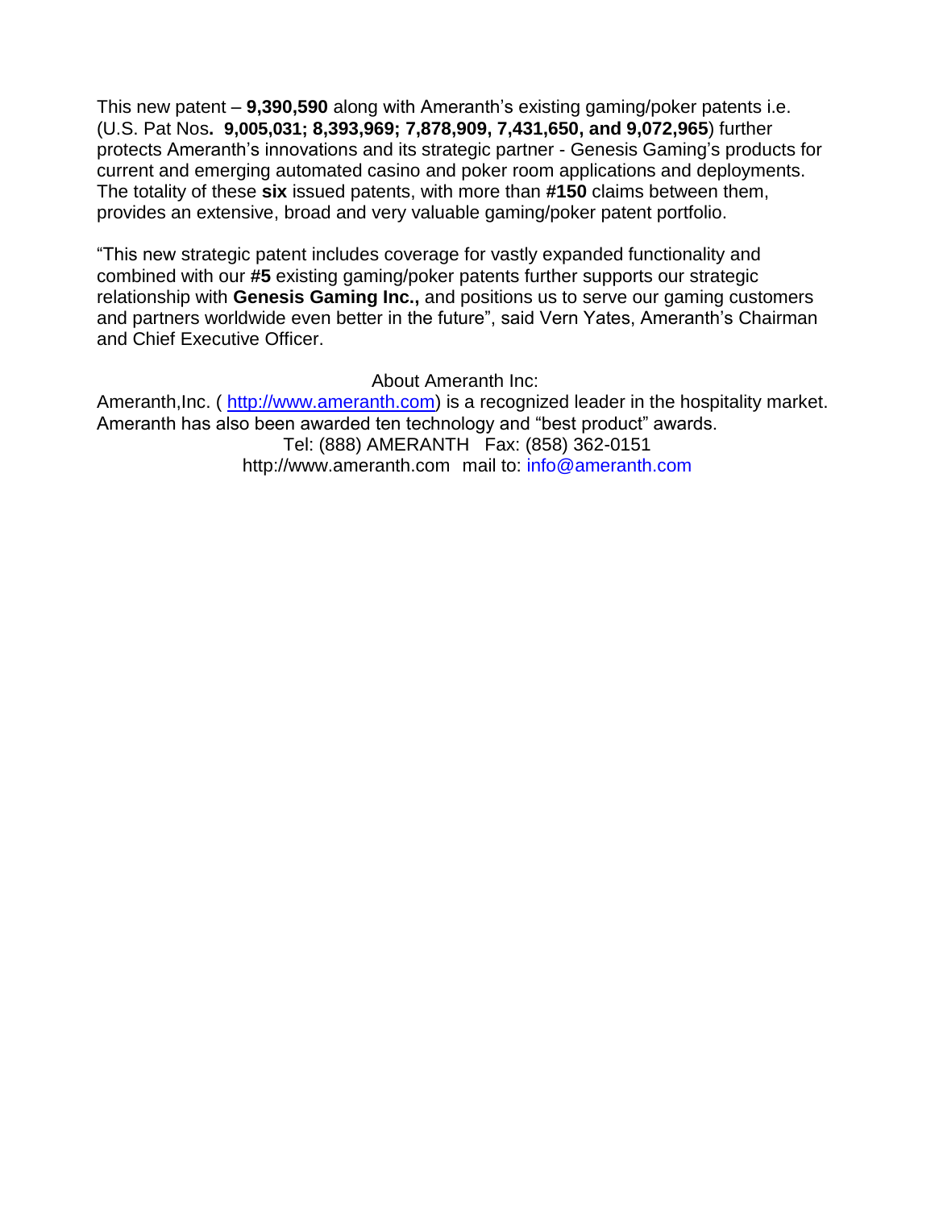This new patent – **9,390,590** along with Ameranth's existing gaming/poker patents i.e. (U.S. Pat Nos**. 9,005,031; 8,393,969; 7,878,909, 7,431,650, and 9,072,965**) further protects Ameranth's innovations and its strategic partner - Genesis Gaming's products for current and emerging automated casino and poker room applications and deployments. The totality of these **six** issued patents, with more than **#150** claims between them, provides an extensive, broad and very valuable gaming/poker patent portfolio.

"This new strategic patent includes coverage for vastly expanded functionality and combined with our **#5** existing gaming/poker patents further supports our strategic relationship with **Genesis Gaming Inc.,** and positions us to serve our gaming customers and partners worldwide even better in the future", said Vern Yates, Ameranth's Chairman and Chief Executive Officer.

About Ameranth Inc:

Ameranth,Inc. ( http://www.ameranth.com) is a recognized leader in the hospitality market. Ameranth has also been awarded ten technology and "best product" awards.

Tel: (888) AMERANTH   Fax: (858) 362-0151

http://www.ameranth.com  mail to: info@ameranth.com